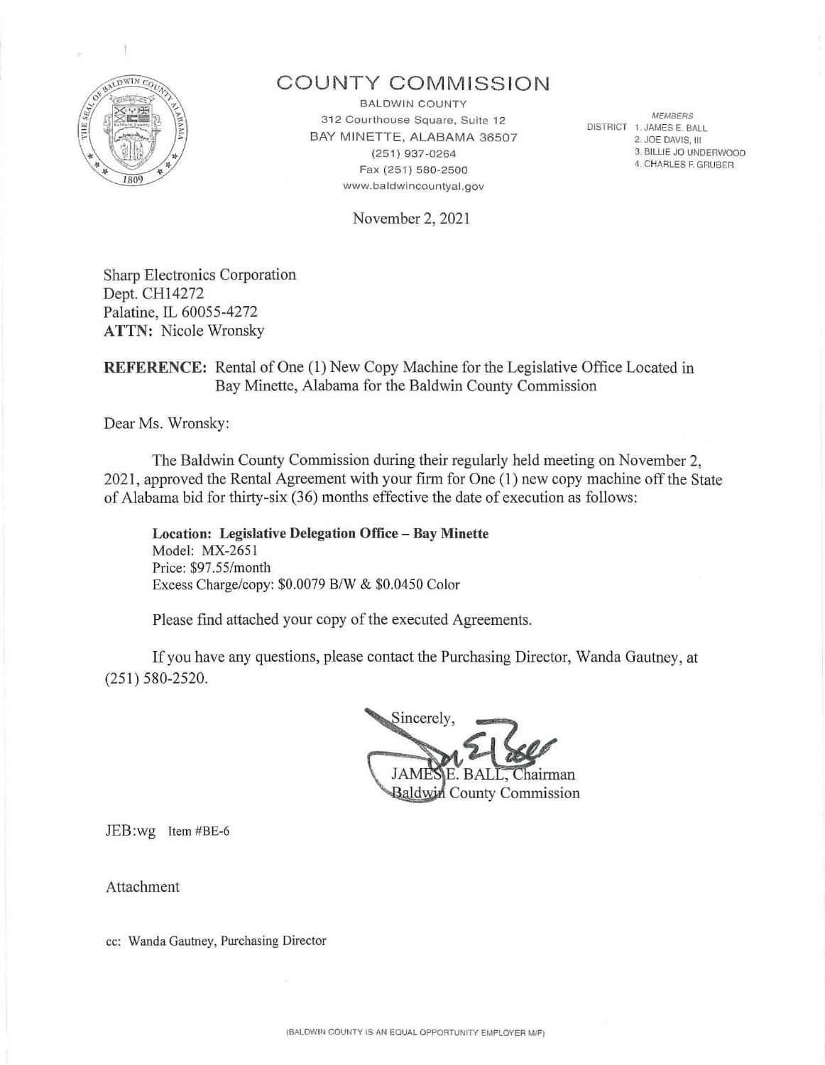# COUNTY COMMISSION

BALDWIN COUNTY
312 Courthouse Square, Suite 12
BAY MINETTE, ALABAMA 36507
(251) 937-0264
Fax (251) 580-2500
www.baldwincountyal.gov

*MEMBERS*
DISTRICT 1. JAMES E. BALL
2. JOE DAVIS, III
3. BILLIE JO UNDERWOOD
4. CHARLES F. GRUBER

November 2, 2021

Sharp Electronics Corporation
Dept. CH14272
Palatine, IL 60055-4272
**ATTN:** Nicole Wronsky

**REFERENCE:** Rental of One (1) New Copy Machine for the Legislative Office Located in Bay Minette, Alabama for the Baldwin County Commission

Dear Ms. Wronsky:

The Baldwin County Commission during their regularly held meeting on November 2, 2021, approved the Rental Agreement with your firm for One (1) new copy machine off the State of Alabama bid for thirty-six (36) months effective the date of execution as follows:

**Location: Legislative Delegation Office – Bay Minette**
Model: MX-2651
Price: $97.55/month
Excess Charge/copy: $0.0079 B/W & $0.0450 Color

Please find attached your copy of the executed Agreements.

If you have any questions, please contact the Purchasing Director, Wanda Gautney, at (251) 580-2520.

Sincerely,

JAMES E. BALL, Chairman
Baldwin County Commission

JEB:wg Item #BE-6

Attachment

cc: Wanda Gautney, Purchasing Director

(BALDWIN COUNTY IS AN EQUAL OPPORTUNITY EMPLOYER M/F)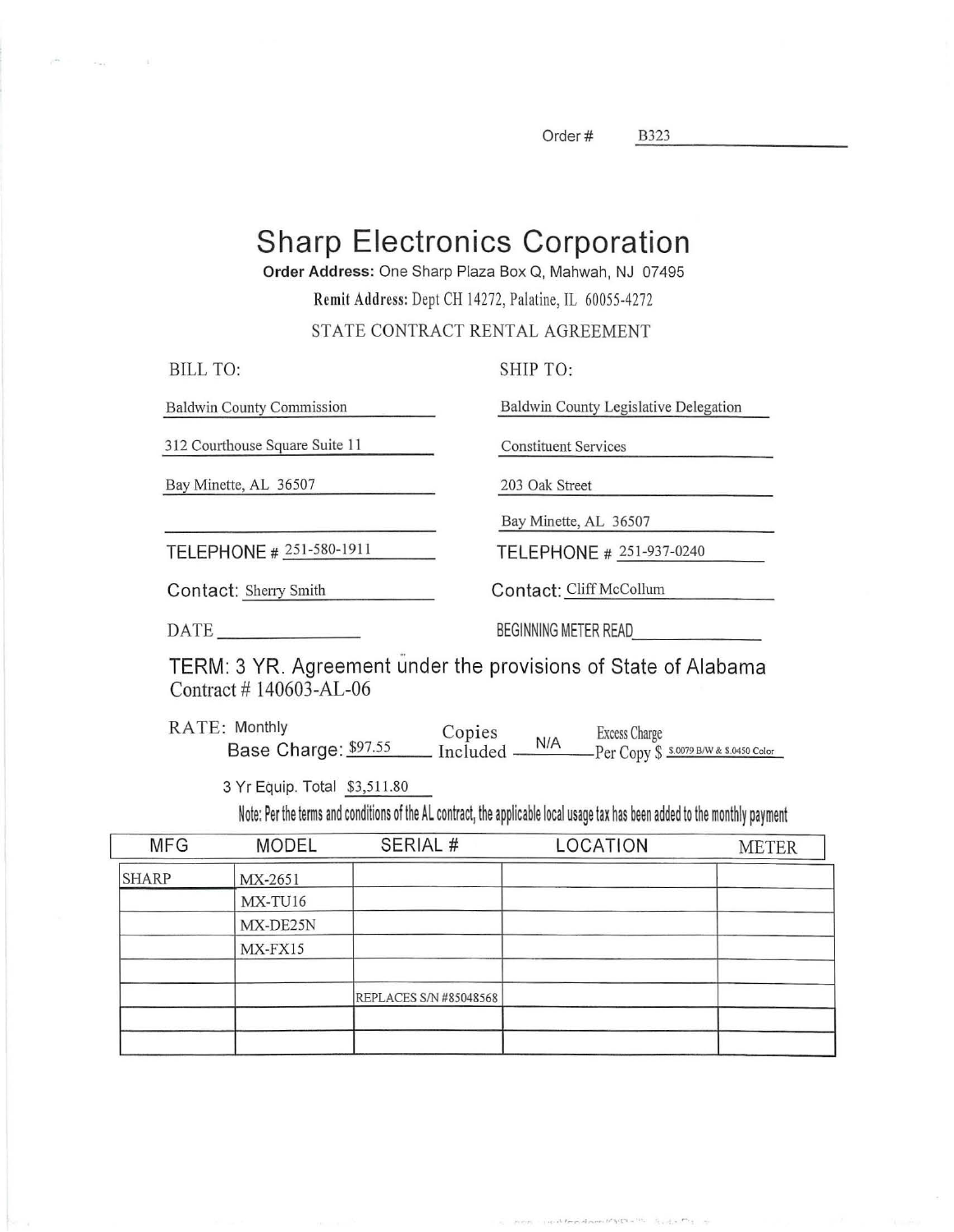Order # B323

# Sharp Electronics Corporation

**Order Address:** One Sharp Plaza Box Q, Mahwah, NJ 07495

**Remit Address:** Dept CH 14272, Palatine, IL 60055-4272

STATE CONTRACT RENTAL AGREEMENT

| BILL TO: | SHIP TO: |
|---|---|
| Baldwin County Commission | Baldwin County Legislative Delegation |
| 312 Courthouse Square Suite 11 | Constituent Services |
| Bay Minette, AL 36507 | 203 Oak Street |
| | Bay Minette, AL 36507 |
| TELEPHONE # 251-580-1911 | TELEPHONE # 251-937-0240 |
| Contact: Sherry Smith | Contact: Cliff McCollum |
| DATE ______ | BEGINNING METER READ ______ |

TERM: 3 YR. Agreement under the provisions of State of Alabama Contract # 140603-AL-06

RATE: Monthly Base Charge: $97.55 Copies Included N/A Excess Charge Per Copy $ $.0079 B/W & $.0450 Color

3 Yr Equip. Total $3,511.80

Note: Per the terms and conditions of the AL contract, the applicable local usage tax has been added to the monthly payment

| MFG | MODEL | SERIAL # | LOCATION | METER |
|---|---|---|---|---|
| SHARP | MX-2651 | | | |
| | MX-TU16 | | | |
| | MX-DE25N | | | |
| | MX-FX15 | | | |
| | | | | |
| | | REPLACES S/N #85048568 | | |
| | | | | |
| | | | | |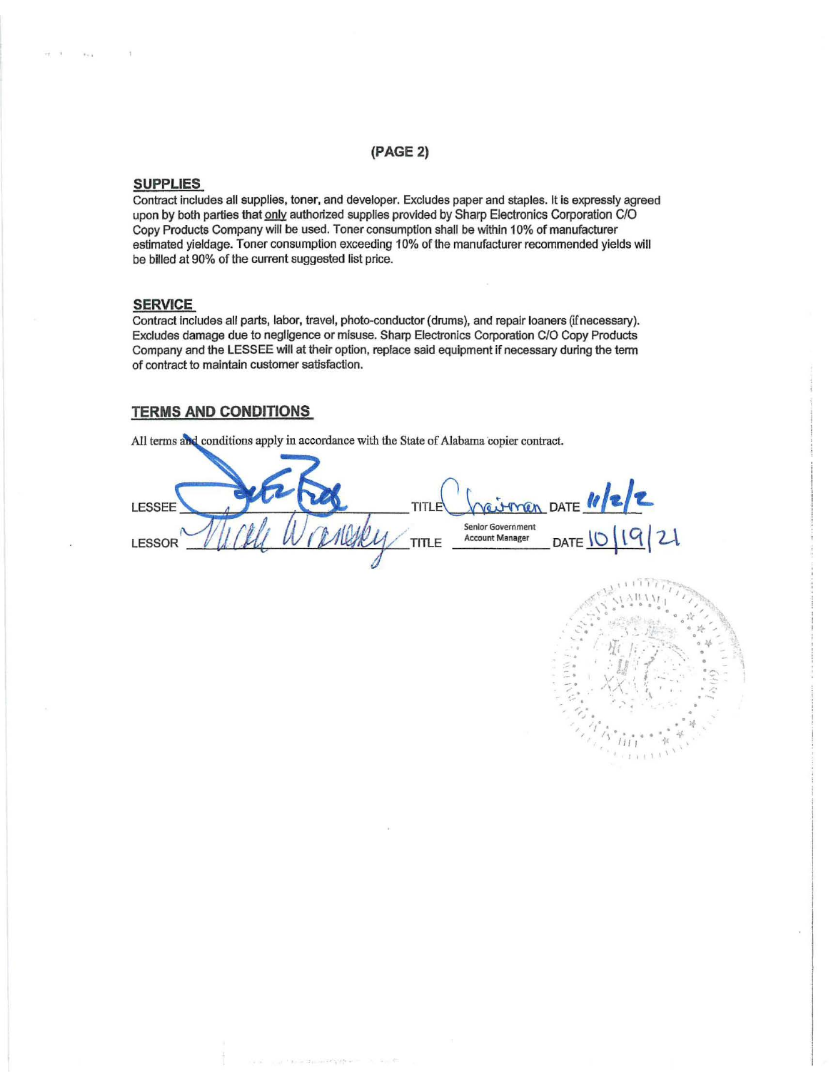**(PAGE 2)**

## SUPPLIES

Contract includes all supplies, toner, and developer. Excludes paper and staples. It is expressly agreed upon by both parties that only authorized supplies provided by Sharp Electronics Corporation C/O Copy Products Company will be used. Toner consumption shall be within 10% of manufacturer estimated yieldage. Toner consumption exceeding 10% of the manufacturer recommended yields will be billed at 90% of the current suggested list price.

## SERVICE

Contract includes all parts, labor, travel, photo-conductor (drums), and repair loaners (if necessary). Excludes damage due to negligence or misuse. Sharp Electronics Corporation C/O Copy Products Company and the LESSEE will at their option, replace said equipment if necessary during the term of contract to maintain customer satisfaction.

## TERMS AND CONDITIONS

All terms and conditions apply in accordance with the State of Alabama copier contract.

LESSEE ______________________ TITLE Chairman DATE 11/2/2

LESSOR ______________________ TITLE Senior Government Account Manager DATE 10/19/21